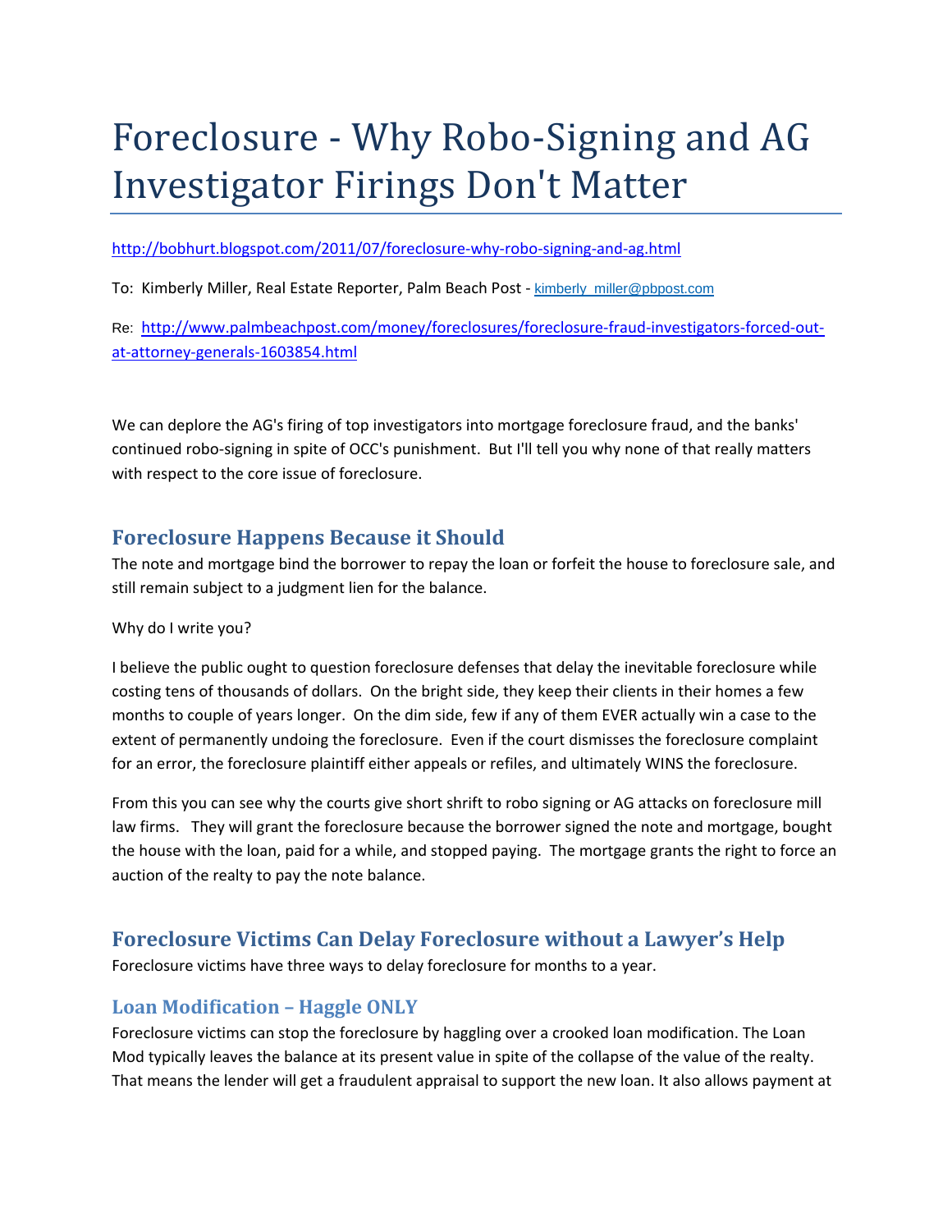# Foreclosure - Why Robo-Signing and AG Investigator Firings Don't Matter

http://bobhurt.blogspot.com/2011/07/foreclosure-why-robo-signing-and-ag.html

To: Kimberly Miller, Real Estate Reporter, Palm Beach Post - kimberly_miller@pbpost.com

Re: http://www.palmbeachpost.com/money/foreclosures/foreclosure-fraud-investigators-forced-out-at-attorney-generals-1603854.html

We can deplore the AG's firing of top investigators into mortgage foreclosure fraud, and the banks' continued robo-signing in spite of OCC's punishment. But I'll tell you why none of that really matters with respect to the core issue of foreclosure.

## Foreclosure Happens Because it Should

The note and mortgage bind the borrower to repay the loan or forfeit the house to foreclosure sale, and still remain subject to a judgment lien for the balance.

Why do I write you?

I believe the public ought to question foreclosure defenses that delay the inevitable foreclosure while costing tens of thousands of dollars. On the bright side, they keep their clients in their homes a few months to couple of years longer. On the dim side, few if any of them EVER actually win a case to the extent of permanently undoing the foreclosure. Even if the court dismisses the foreclosure complaint for an error, the foreclosure plaintiff either appeals or refiles, and ultimately WINS the foreclosure.

From this you can see why the courts give short shrift to robo signing or AG attacks on foreclosure mill law firms. They will grant the foreclosure because the borrower signed the note and mortgage, bought the house with the loan, paid for a while, and stopped paying. The mortgage grants the right to force an auction of the realty to pay the note balance.

## Foreclosure Victims Can Delay Foreclosure without a Lawyer's Help

Foreclosure victims have three ways to delay foreclosure for months to a year.

### Loan Modification – Haggle ONLY

Foreclosure victims can stop the foreclosure by haggling over a crooked loan modification. The Loan Mod typically leaves the balance at its present value in spite of the collapse of the value of the realty. That means the lender will get a fraudulent appraisal to support the new loan. It also allows payment at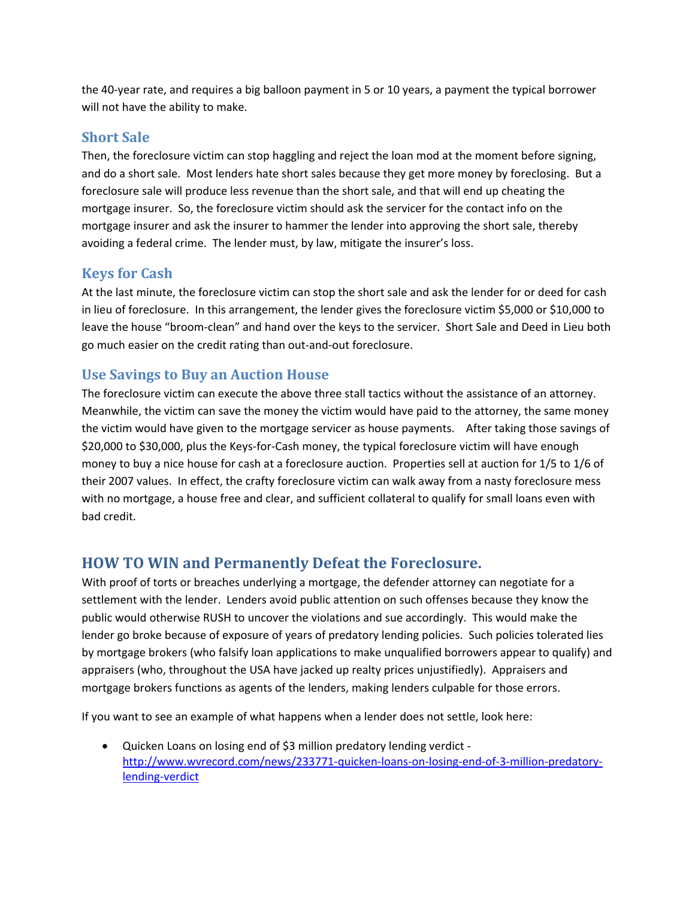the 40-year rate, and requires a big balloon payment in 5 or 10 years, a payment the typical borrower will not have the ability to make.

## Short Sale

Then, the foreclosure victim can stop haggling and reject the loan mod at the moment before signing, and do a short sale. Most lenders hate short sales because they get more money by foreclosing. But a foreclosure sale will produce less revenue than the short sale, and that will end up cheating the mortgage insurer. So, the foreclosure victim should ask the servicer for the contact info on the mortgage insurer and ask the insurer to hammer the lender into approving the short sale, thereby avoiding a federal crime. The lender must, by law, mitigate the insurer's loss.

## Keys for Cash

At the last minute, the foreclosure victim can stop the short sale and ask the lender for or deed for cash in lieu of foreclosure. In this arrangement, the lender gives the foreclosure victim $5,000 or $10,000 to leave the house "broom-clean" and hand over the keys to the servicer. Short Sale and Deed in Lieu both go much easier on the credit rating than out-and-out foreclosure.

## Use Savings to Buy an Auction House

The foreclosure victim can execute the above three stall tactics without the assistance of an attorney. Meanwhile, the victim can save the money the victim would have paid to the attorney, the same money the victim would have given to the mortgage servicer as house payments. After taking those savings of $20,000 to $30,000, plus the Keys-for-Cash money, the typical foreclosure victim will have enough money to buy a nice house for cash at a foreclosure auction. Properties sell at auction for 1/5 to 1/6 of their 2007 values. In effect, the crafty foreclosure victim can walk away from a nasty foreclosure mess with no mortgage, a house free and clear, and sufficient collateral to qualify for small loans even with bad credit.

# HOW TO WIN and Permanently Defeat the Foreclosure.

With proof of torts or breaches underlying a mortgage, the defender attorney can negotiate for a settlement with the lender. Lenders avoid public attention on such offenses because they know the public would otherwise RUSH to uncover the violations and sue accordingly. This would make the lender go broke because of exposure of years of predatory lending policies. Such policies tolerated lies by mortgage brokers (who falsify loan applications to make unqualified borrowers appear to qualify) and appraisers (who, throughout the USA have jacked up realty prices unjustifiedly). Appraisers and mortgage brokers functions as agents of the lenders, making lenders culpable for those errors.

If you want to see an example of what happens when a lender does not settle, look here:

- Quicken Loans on losing end of $3 million predatory lending verdict - http://www.wvrecord.com/news/233771-quicken-loans-on-losing-end-of-3-million-predatory-lending-verdict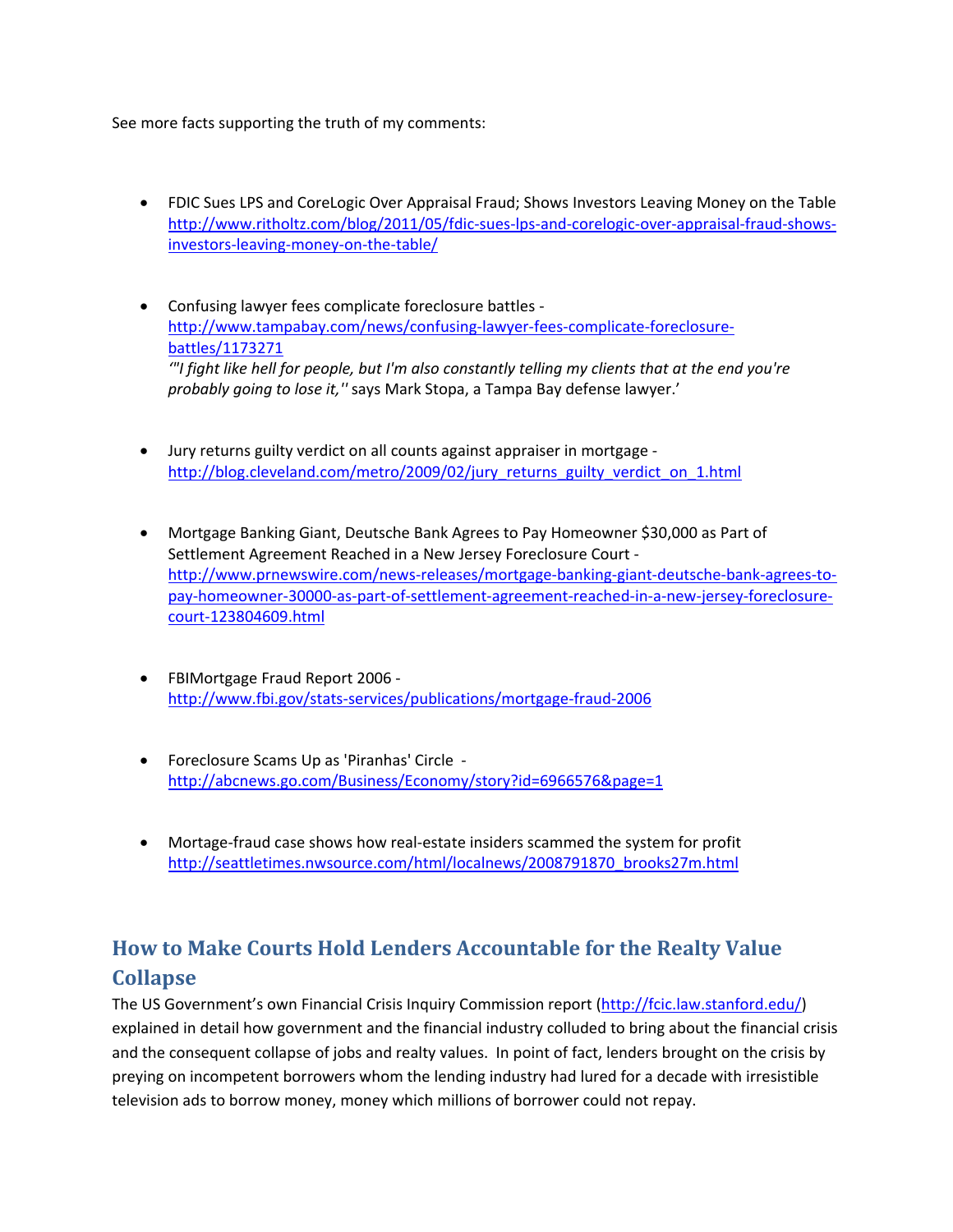See more facts supporting the truth of my comments:

- FDIC Sues LPS and CoreLogic Over Appraisal Fraud; Shows Investors Leaving Money on the Table [http://www.ritholtz.com/blog/2011/05/fdic-sues-lps-and-corelogic-over-appraisal-fraud-shows-investors-leaving-money-on-the-table/](http://www.ritholtz.com/blog/2011/05/fdic-sues-lps-and-corelogic-over-appraisal-fraud-shows-investors-leaving-money-on-the-table/)

- Confusing lawyer fees complicate foreclosure battles - [http://www.tampabay.com/news/confusing-lawyer-fees-complicate-foreclosure-battles/1173271](http://www.tampabay.com/news/confusing-lawyer-fees-complicate-foreclosure-battles/1173271)
  '*"I fight like hell for people, but I'm also constantly telling my clients that at the end you're probably going to lose it,''* says Mark Stopa, a Tampa Bay defense lawyer.'

- Jury returns guilty verdict on all counts against appraiser in mortgage - [http://blog.cleveland.com/metro/2009/02/jury_returns_guilty_verdict_on_1.html](http://blog.cleveland.com/metro/2009/02/jury_returns_guilty_verdict_on_1.html)

- Mortgage Banking Giant, Deutsche Bank Agrees to Pay Homeowner $30,000 as Part of Settlement Agreement Reached in a New Jersey Foreclosure Court - [http://www.prnewswire.com/news-releases/mortgage-banking-giant-deutsche-bank-agrees-to-pay-homeowner-30000-as-part-of-settlement-agreement-reached-in-a-new-jersey-foreclosure-court-123804609.html](http://www.prnewswire.com/news-releases/mortgage-banking-giant-deutsche-bank-agrees-to-pay-homeowner-30000-as-part-of-settlement-agreement-reached-in-a-new-jersey-foreclosure-court-123804609.html)

- FBIMortgage Fraud Report 2006 - [http://www.fbi.gov/stats-services/publications/mortgage-fraud-2006](http://www.fbi.gov/stats-services/publications/mortgage-fraud-2006)

- Foreclosure Scams Up as 'Piranhas' Circle - [http://abcnews.go.com/Business/Economy/story?id=6966576&page=1](http://abcnews.go.com/Business/Economy/story?id=6966576&page=1)

- Mortage-fraud case shows how real-estate insiders scammed the system for profit [http://seattletimes.nwsource.com/html/localnews/2008791870_brooks27m.html](http://seattletimes.nwsource.com/html/localnews/2008791870_brooks27m.html)

## How to Make Courts Hold Lenders Accountable for the Realty Value Collapse

The US Government's own Financial Crisis Inquiry Commission report ([http://fcic.law.stanford.edu/](http://fcic.law.stanford.edu/)) explained in detail how government and the financial industry colluded to bring about the financial crisis and the consequent collapse of jobs and realty values. In point of fact, lenders brought on the crisis by preying on incompetent borrowers whom the lending industry had lured for a decade with irresistible television ads to borrow money, money which millions of borrower could not repay.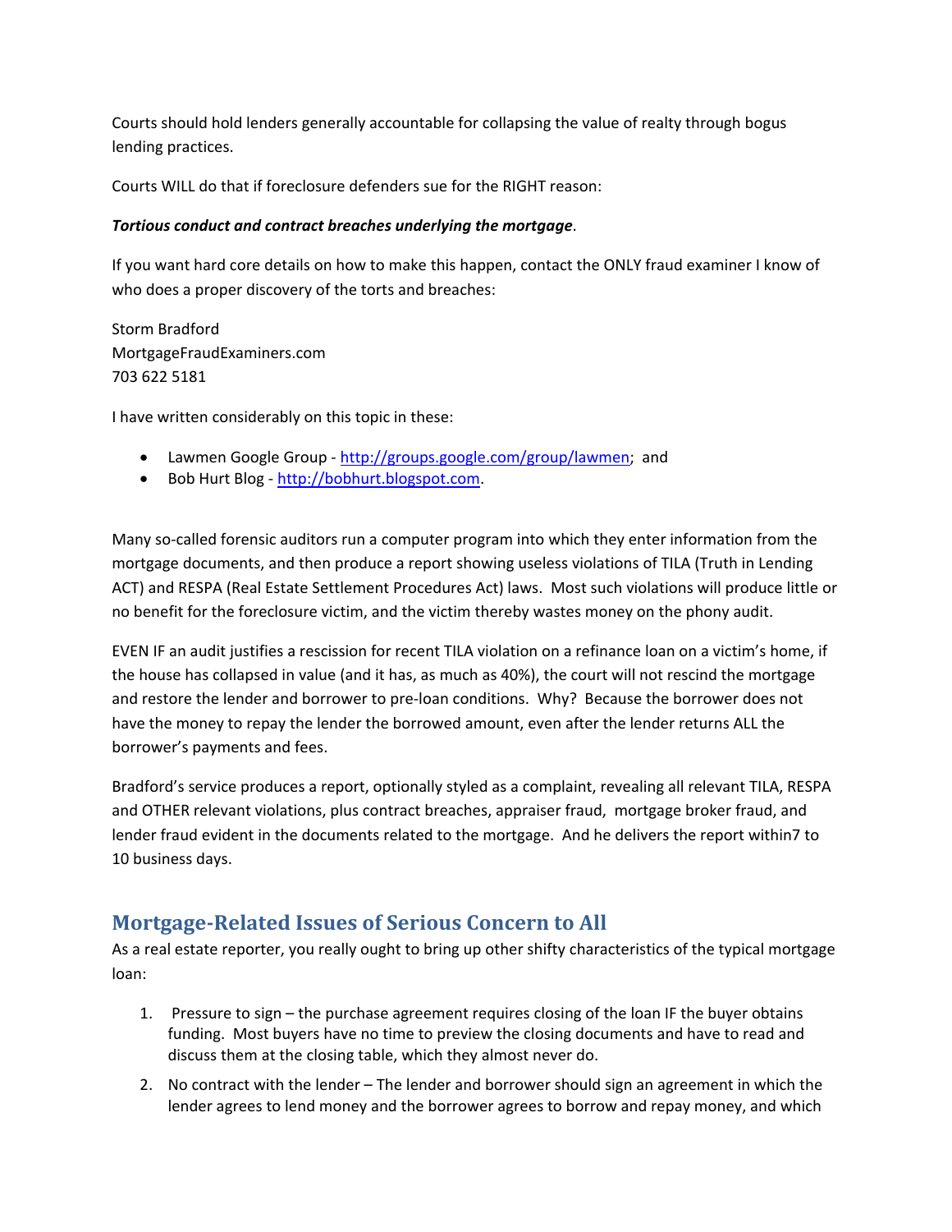Courts should hold lenders generally accountable for collapsing the value of realty through bogus lending practices.

Courts WILL do that if foreclosure defenders sue for the RIGHT reason:

***Tortious conduct and contract breaches underlying the mortgage*.**

If you want hard core details on how to make this happen, contact the ONLY fraud examiner I know of who does a proper discovery of the torts and breaches:

Storm Bradford
MortgageFraudExaminers.com
703 622 5181

I have written considerably on this topic in these:

- Lawmen Google Group - [http://groups.google.com/group/lawmen](http://groups.google.com/group/lawmen); and
- Bob Hurt Blog - [http://bobhurt.blogspot.com](http://bobhurt.blogspot.com).

Many so-called forensic auditors run a computer program into which they enter information from the mortgage documents, and then produce a report showing useless violations of TILA (Truth in Lending ACT) and RESPA (Real Estate Settlement Procedures Act) laws. Most such violations will produce little or no benefit for the foreclosure victim, and the victim thereby wastes money on the phony audit.

EVEN IF an audit justifies a rescission for recent TILA violation on a refinance loan on a victim's home, if the house has collapsed in value (and it has, as much as 40%), the court will not rescind the mortgage and restore the lender and borrower to pre-loan conditions. Why? Because the borrower does not have the money to repay the lender the borrowed amount, even after the lender returns ALL the borrower's payments and fees.

Bradford's service produces a report, optionally styled as a complaint, revealing all relevant TILA, RESPA and OTHER relevant violations, plus contract breaches, appraiser fraud, mortgage broker fraud, and lender fraud evident in the documents related to the mortgage. And he delivers the report within7 to 10 business days.

## Mortgage-Related Issues of Serious Concern to All

As a real estate reporter, you really ought to bring up other shifty characteristics of the typical mortgage loan:

1. Pressure to sign – the purchase agreement requires closing of the loan IF the buyer obtains funding. Most buyers have no time to preview the closing documents and have to read and discuss them at the closing table, which they almost never do.
2. No contract with the lender – The lender and borrower should sign an agreement in which the lender agrees to lend money and the borrower agrees to borrow and repay money, and which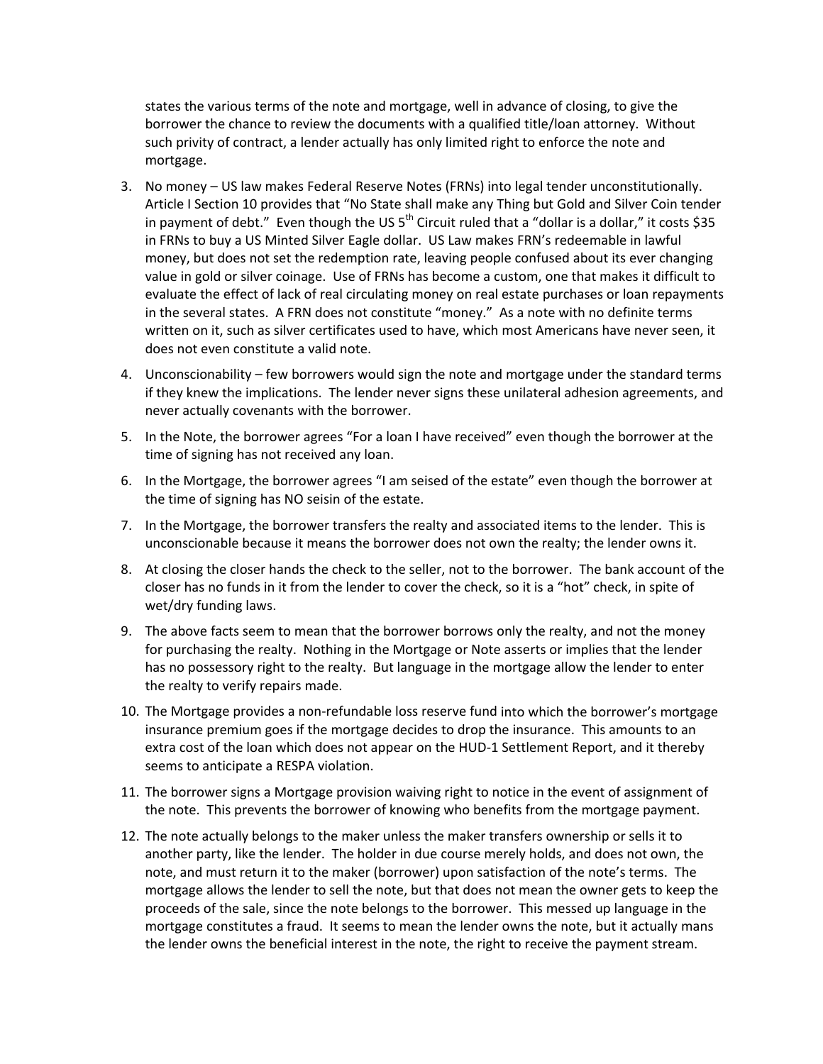states the various terms of the note and mortgage, well in advance of closing, to give the borrower the chance to review the documents with a qualified title/loan attorney. Without such privity of contract, a lender actually has only limited right to enforce the note and mortgage.

3. No money – US law makes Federal Reserve Notes (FRNs) into legal tender unconstitutionally. Article I Section 10 provides that "No State shall make any Thing but Gold and Silver Coin tender in payment of debt." Even though the US 5th Circuit ruled that a "dollar is a dollar," it costs $35 in FRNs to buy a US Minted Silver Eagle dollar. US Law makes FRN's redeemable in lawful money, but does not set the redemption rate, leaving people confused about its ever changing value in gold or silver coinage. Use of FRNs has become a custom, one that makes it difficult to evaluate the effect of lack of real circulating money on real estate purchases or loan repayments in the several states. A FRN does not constitute "money." As a note with no definite terms written on it, such as silver certificates used to have, which most Americans have never seen, it does not even constitute a valid note.

4. Unconscionability – few borrowers would sign the note and mortgage under the standard terms if they knew the implications. The lender never signs these unilateral adhesion agreements, and never actually covenants with the borrower.

5. In the Note, the borrower agrees "For a loan I have received" even though the borrower at the time of signing has not received any loan.

6. In the Mortgage, the borrower agrees "I am seised of the estate" even though the borrower at the time of signing has NO seisin of the estate.

7. In the Mortgage, the borrower transfers the realty and associated items to the lender. This is unconscionable because it means the borrower does not own the realty; the lender owns it.

8. At closing the closer hands the check to the seller, not to the borrower. The bank account of the closer has no funds in it from the lender to cover the check, so it is a "hot" check, in spite of wet/dry funding laws.

9. The above facts seem to mean that the borrower borrows only the realty, and not the money for purchasing the realty. Nothing in the Mortgage or Note asserts or implies that the lender has no possessory right to the realty. But language in the mortgage allow the lender to enter the realty to verify repairs made.

10. The Mortgage provides a non-refundable loss reserve fund into which the borrower's mortgage insurance premium goes if the mortgage decides to drop the insurance. This amounts to an extra cost of the loan which does not appear on the HUD-1 Settlement Report, and it thereby seems to anticipate a RESPA violation.

11. The borrower signs a Mortgage provision waiving right to notice in the event of assignment of the note. This prevents the borrower of knowing who benefits from the mortgage payment.

12. The note actually belongs to the maker unless the maker transfers ownership or sells it to another party, like the lender. The holder in due course merely holds, and does not own, the note, and must return it to the maker (borrower) upon satisfaction of the note's terms. The mortgage allows the lender to sell the note, but that does not mean the owner gets to keep the proceeds of the sale, since the note belongs to the borrower. This messed up language in the mortgage constitutes a fraud. It seems to mean the lender owns the note, but it actually mans the lender owns the beneficial interest in the note, the right to receive the payment stream.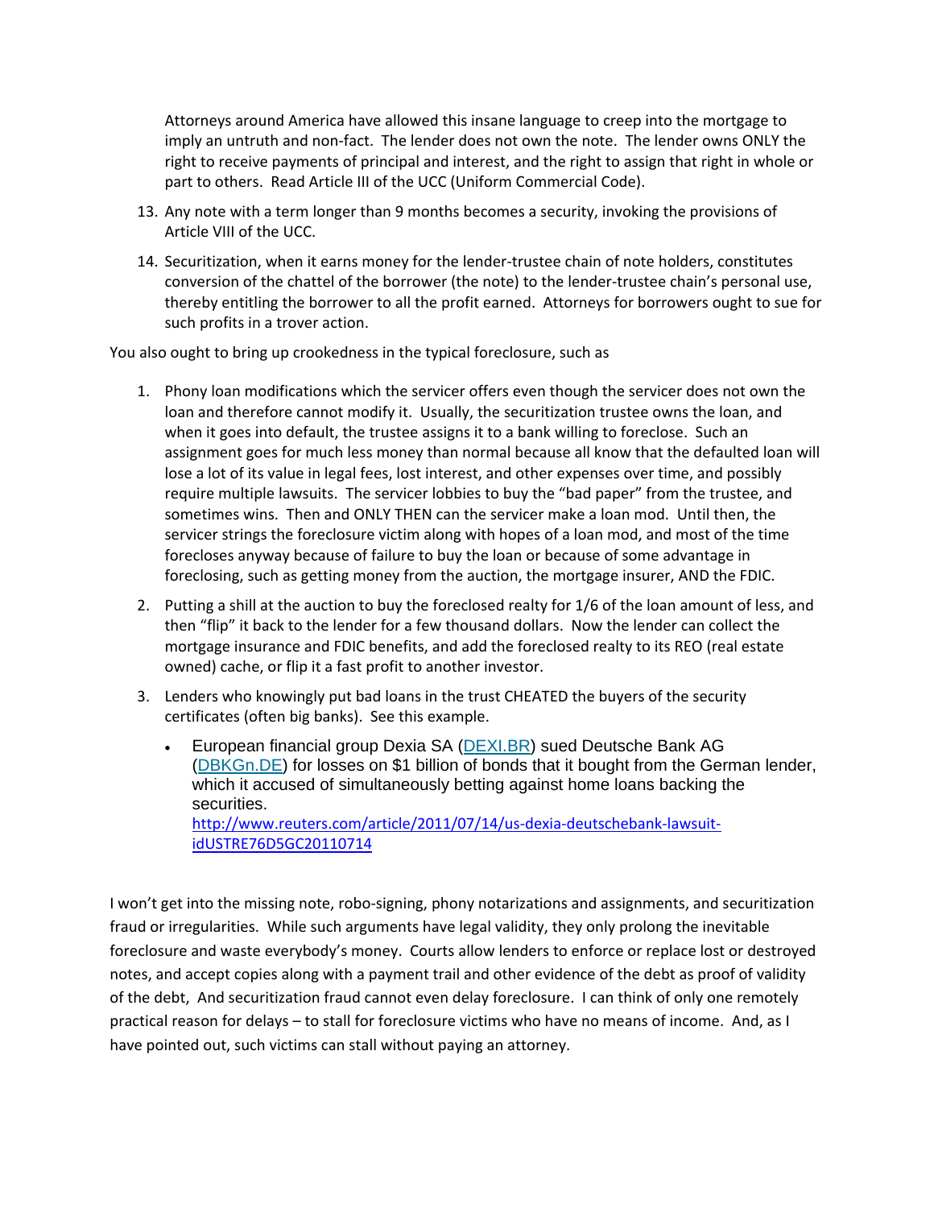Attorneys around America have allowed this insane language to creep into the mortgage to imply an untruth and non-fact. The lender does not own the note. The lender owns ONLY the right to receive payments of principal and interest, and the right to assign that right in whole or part to others. Read Article III of the UCC (Uniform Commercial Code).

13. Any note with a term longer than 9 months becomes a security, invoking the provisions of Article VIII of the UCC.
14. Securitization, when it earns money for the lender-trustee chain of note holders, constitutes conversion of the chattel of the borrower (the note) to the lender-trustee chain's personal use, thereby entitling the borrower to all the profit earned. Attorneys for borrowers ought to sue for such profits in a trover action.

You also ought to bring up crookedness in the typical foreclosure, such as

1. Phony loan modifications which the servicer offers even though the servicer does not own the loan and therefore cannot modify it. Usually, the securitization trustee owns the loan, and when it goes into default, the trustee assigns it to a bank willing to foreclose. Such an assignment goes for much less money than normal because all know that the defaulted loan will lose a lot of its value in legal fees, lost interest, and other expenses over time, and possibly require multiple lawsuits. The servicer lobbies to buy the "bad paper" from the trustee, and sometimes wins. Then and ONLY THEN can the servicer make a loan mod. Until then, the servicer strings the foreclosure victim along with hopes of a loan mod, and most of the time forecloses anyway because of failure to buy the loan or because of some advantage in foreclosing, such as getting money from the auction, the mortgage insurer, AND the FDIC.
2. Putting a shill at the auction to buy the foreclosed realty for 1/6 of the loan amount of less, and then "flip" it back to the lender for a few thousand dollars. Now the lender can collect the mortgage insurance and FDIC benefits, and add the foreclosed realty to its REO (real estate owned) cache, or flip it a fast profit to another investor.
3. Lenders who knowingly put bad loans in the trust CHEATED the buyers of the security certificates (often big banks). See this example.
   - European financial group Dexia SA (DEXI.BR) sued Deutsche Bank AG (DBKGn.DE) for losses on $1 billion of bonds that it bought from the German lender, which it accused of simultaneously betting against home loans backing the securities.
     http://www.reuters.com/article/2011/07/14/us-dexia-deutschebank-lawsuit-idUSTRE76D5GC20110714

I won't get into the missing note, robo-signing, phony notarizations and assignments, and securitization fraud or irregularities. While such arguments have legal validity, they only prolong the inevitable foreclosure and waste everybody's money. Courts allow lenders to enforce or replace lost or destroyed notes, and accept copies along with a payment trail and other evidence of the debt as proof of validity of the debt, And securitization fraud cannot even delay foreclosure. I can think of only one remotely practical reason for delays – to stall for foreclosure victims who have no means of income. And, as I have pointed out, such victims can stall without paying an attorney.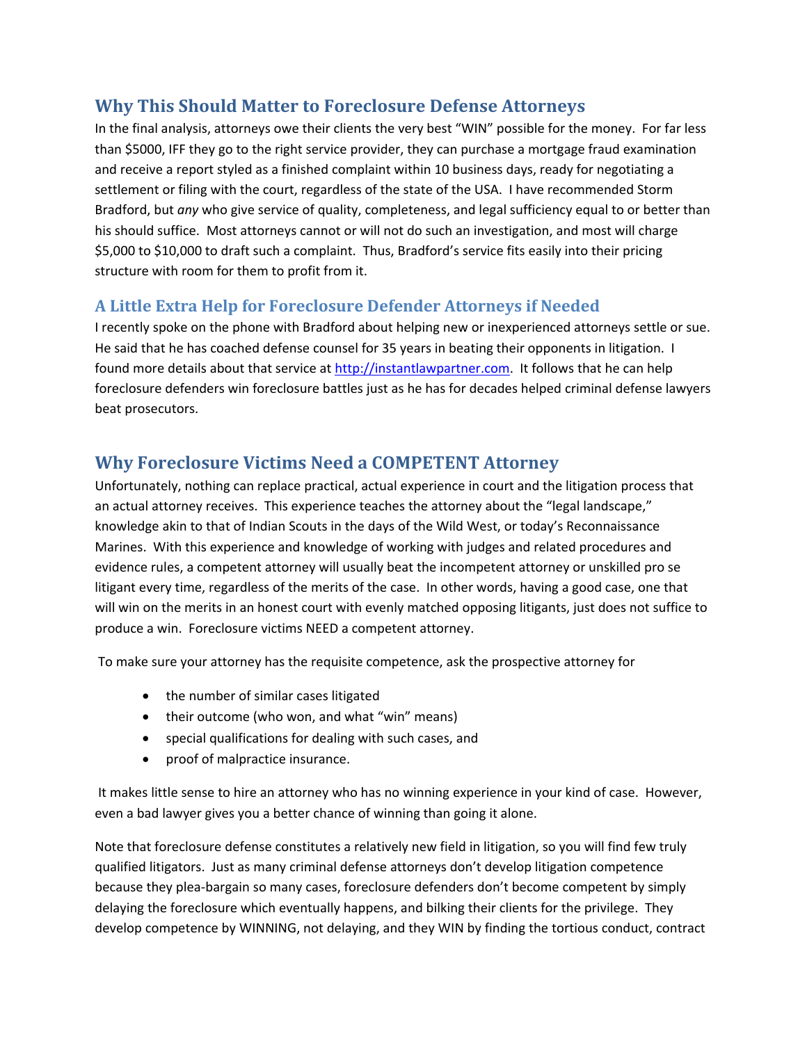## Why This Should Matter to Foreclosure Defense Attorneys

In the final analysis, attorneys owe their clients the very best "WIN" possible for the money. For far less than $5000, IFF they go to the right service provider, they can purchase a mortgage fraud examination and receive a report styled as a finished complaint within 10 business days, ready for negotiating a settlement or filing with the court, regardless of the state of the USA. I have recommended Storm Bradford, but *any* who give service of quality, completeness, and legal sufficiency equal to or better than his should suffice. Most attorneys cannot or will not do such an investigation, and most will charge $5,000 to $10,000 to draft such a complaint. Thus, Bradford's service fits easily into their pricing structure with room for them to profit from it.

### A Little Extra Help for Foreclosure Defender Attorneys if Needed

I recently spoke on the phone with Bradford about helping new or inexperienced attorneys settle or sue. He said that he has coached defense counsel for 35 years in beating their opponents in litigation. I found more details about that service at [http://instantlawpartner.com](http://instantlawpartner.com). It follows that he can help foreclosure defenders win foreclosure battles just as he has for decades helped criminal defense lawyers beat prosecutors.

## Why Foreclosure Victims Need a COMPETENT Attorney

Unfortunately, nothing can replace practical, actual experience in court and the litigation process that an actual attorney receives. This experience teaches the attorney about the "legal landscape," knowledge akin to that of Indian Scouts in the days of the Wild West, or today's Reconnaissance Marines. With this experience and knowledge of working with judges and related procedures and evidence rules, a competent attorney will usually beat the incompetent attorney or unskilled pro se litigant every time, regardless of the merits of the case. In other words, having a good case, one that will win on the merits in an honest court with evenly matched opposing litigants, just does not suffice to produce a win. Foreclosure victims NEED a competent attorney.

To make sure your attorney has the requisite competence, ask the prospective attorney for

- the number of similar cases litigated
- their outcome (who won, and what "win" means)
- special qualifications for dealing with such cases, and
- proof of malpractice insurance.

It makes little sense to hire an attorney who has no winning experience in your kind of case. However, even a bad lawyer gives you a better chance of winning than going it alone.

Note that foreclosure defense constitutes a relatively new field in litigation, so you will find few truly qualified litigators. Just as many criminal defense attorneys don't develop litigation competence because they plea-bargain so many cases, foreclosure defenders don't become competent by simply delaying the foreclosure which eventually happens, and bilking their clients for the privilege. They develop competence by WINNING, not delaying, and they WIN by finding the tortious conduct, contract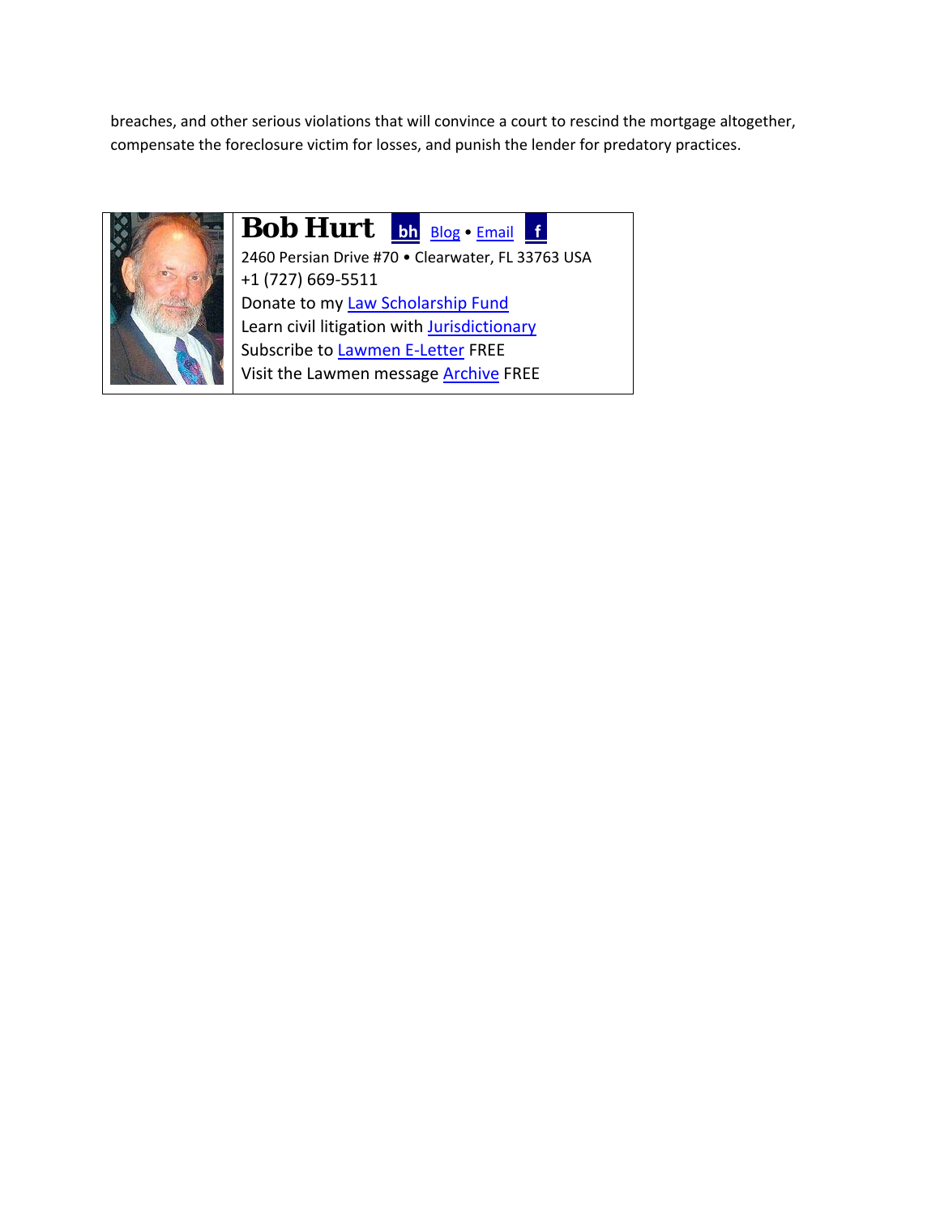breaches, and other serious violations that will convince a court to rescind the mortgage altogether, compensate the foreclosure victim for losses, and punish the lender for predatory practices.

**Bob Hurt** bh Blog • Email f
2460 Persian Drive #70 • Clearwater, FL 33763 USA
+1 (727) 669-5511
Donate to my Law Scholarship Fund
Learn civil litigation with Jurisdictionary
Subscribe to Lawmen E-Letter FREE
Visit the Lawmen message Archive FREE